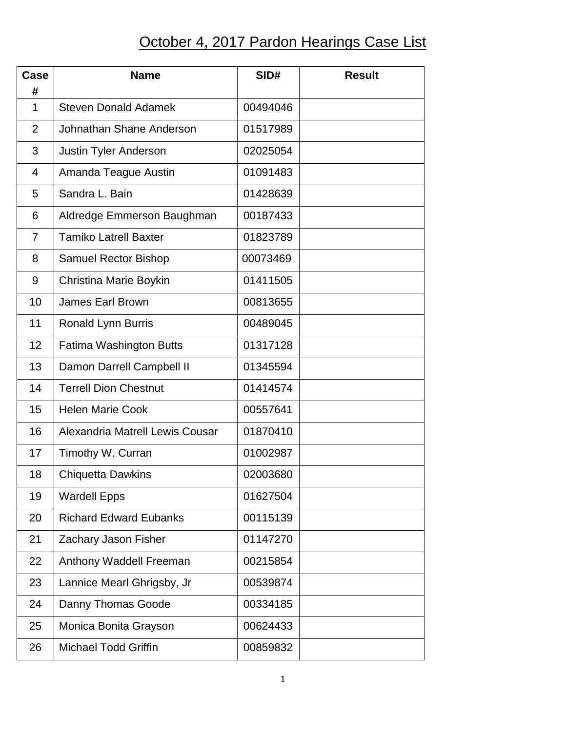# October 4, 2017 Pardon Hearings Case List

| Case # | Name | SID# | Result |
|---|---|---|---|
| 1 | Steven Donald Adamek | 00494046 | |
| 2 | Johnathan Shane Anderson | 01517989 | |
| 3 | Justin Tyler Anderson | 02025054 | |
| 4 | Amanda Teague Austin | 01091483 | |
| 5 | Sandra L. Bain | 01428639 | |
| 6 | Aldredge Emmerson Baughman | 00187433 | |
| 7 | Tamiko Latrell Baxter | 01823789 | |
| 8 | Samuel Rector Bishop | 00073469 | |
| 9 | Christina Marie Boykin | 01411505 | |
| 10 | James Earl Brown | 00813655 | |
| 11 | Ronald Lynn Burris | 00489045 | |
| 12 | Fatima Washington Butts | 01317128 | |
| 13 | Damon Darrell Campbell II | 01345594 | |
| 14 | Terrell Dion Chestnut | 01414574 | |
| 15 | Helen Marie Cook | 00557641 | |
| 16 | Alexandria Matrell Lewis Cousar | 01870410 | |
| 17 | Timothy W. Curran | 01002987 | |
| 18 | Chiquetta Dawkins | 02003680 | |
| 19 | Wardell Epps | 01627504 | |
| 20 | Richard Edward Eubanks | 00115139 | |
| 21 | Zachary Jason Fisher | 01147270 | |
| 22 | Anthony Waddell Freeman | 00215854 | |
| 23 | Lannice Mearl Ghrigsby, Jr | 00539874 | |
| 24 | Danny Thomas Goode | 00334185 | |
| 25 | Monica Bonita Grayson | 00624433 | |
| 26 | Michael Todd Griffin | 00859832 | |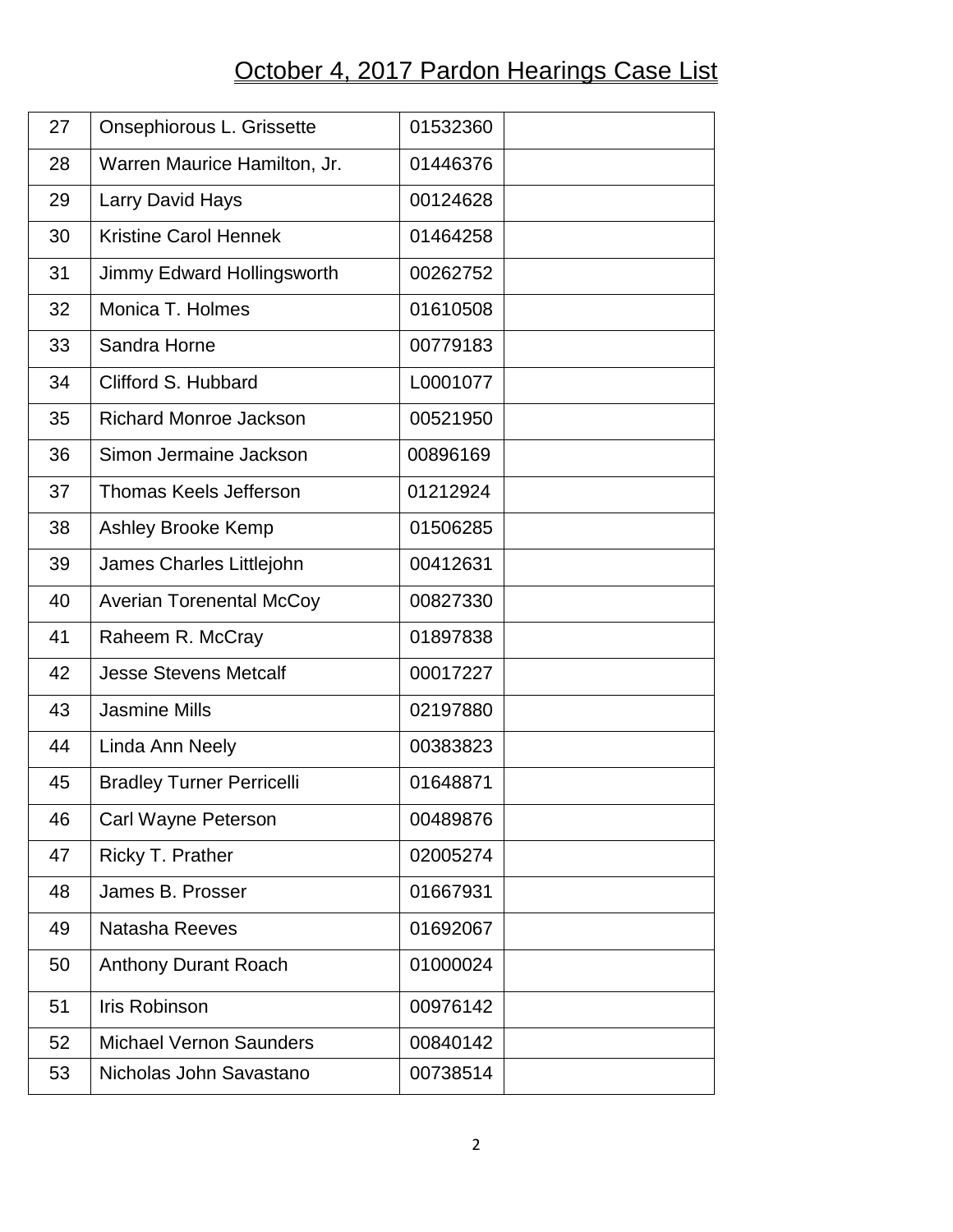## October 4, 2017 Pardon Hearings Case List

| | | | |
|---|---|---|---|
| 27 | Onsephiorous L. Grissette | 01532360 | |
| 28 | Warren Maurice Hamilton, Jr. | 01446376 | |
| 29 | Larry David Hays | 00124628 | |
| 30 | Kristine Carol Hennek | 01464258 | |
| 31 | Jimmy Edward Hollingsworth | 00262752 | |
| 32 | Monica T. Holmes | 01610508 | |
| 33 | Sandra Horne | 00779183 | |
| 34 | Clifford S. Hubbard | L0001077 | |
| 35 | Richard Monroe Jackson | 00521950 | |
| 36 | Simon Jermaine Jackson | 00896169 | |
| 37 | Thomas Keels Jefferson | 01212924 | |
| 38 | Ashley Brooke Kemp | 01506285 | |
| 39 | James Charles Littlejohn | 00412631 | |
| 40 | Averian Torenental McCoy | 00827330 | |
| 41 | Raheem R. McCray | 01897838 | |
| 42 | Jesse Stevens Metcalf | 00017227 | |
| 43 | Jasmine Mills | 02197880 | |
| 44 | Linda Ann Neely | 00383823 | |
| 45 | Bradley Turner Perricelli | 01648871 | |
| 46 | Carl Wayne Peterson | 00489876 | |
| 47 | Ricky T. Prather | 02005274 | |
| 48 | James B. Prosser | 01667931 | |
| 49 | Natasha Reeves | 01692067 | |
| 50 | Anthony Durant Roach | 01000024 | |
| 51 | Iris Robinson | 00976142 | |
| 52 | Michael Vernon Saunders | 00840142 | |
| 53 | Nicholas John Savastano | 00738514 | |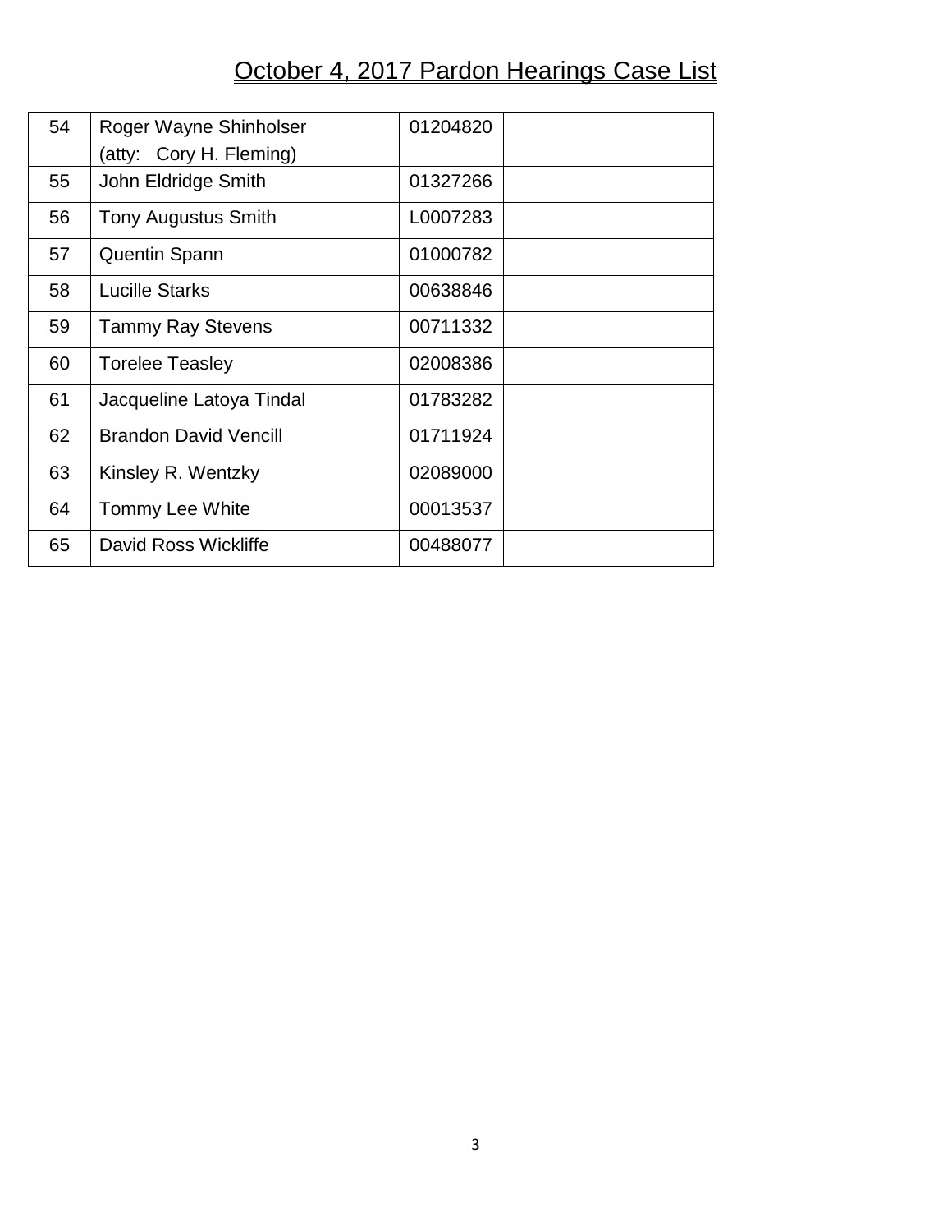# October 4, 2017 Pardon Hearings Case List

| | | | |
|---|---|---|---|
| 54 | Roger Wayne Shinholser (atty: Cory H. Fleming) | 01204820 | |
| 55 | John Eldridge Smith | 01327266 | |
| 56 | Tony Augustus Smith | L0007283 | |
| 57 | Quentin Spann | 01000782 | |
| 58 | Lucille Starks | 00638846 | |
| 59 | Tammy Ray Stevens | 00711332 | |
| 60 | Torelee Teasley | 02008386 | |
| 61 | Jacqueline Latoya Tindal | 01783282 | |
| 62 | Brandon David Vencill | 01711924 | |
| 63 | Kinsley R. Wentzky | 02089000 | |
| 64 | Tommy Lee White | 00013537 | |
| 65 | David Ross Wickliffe | 00488077 | |